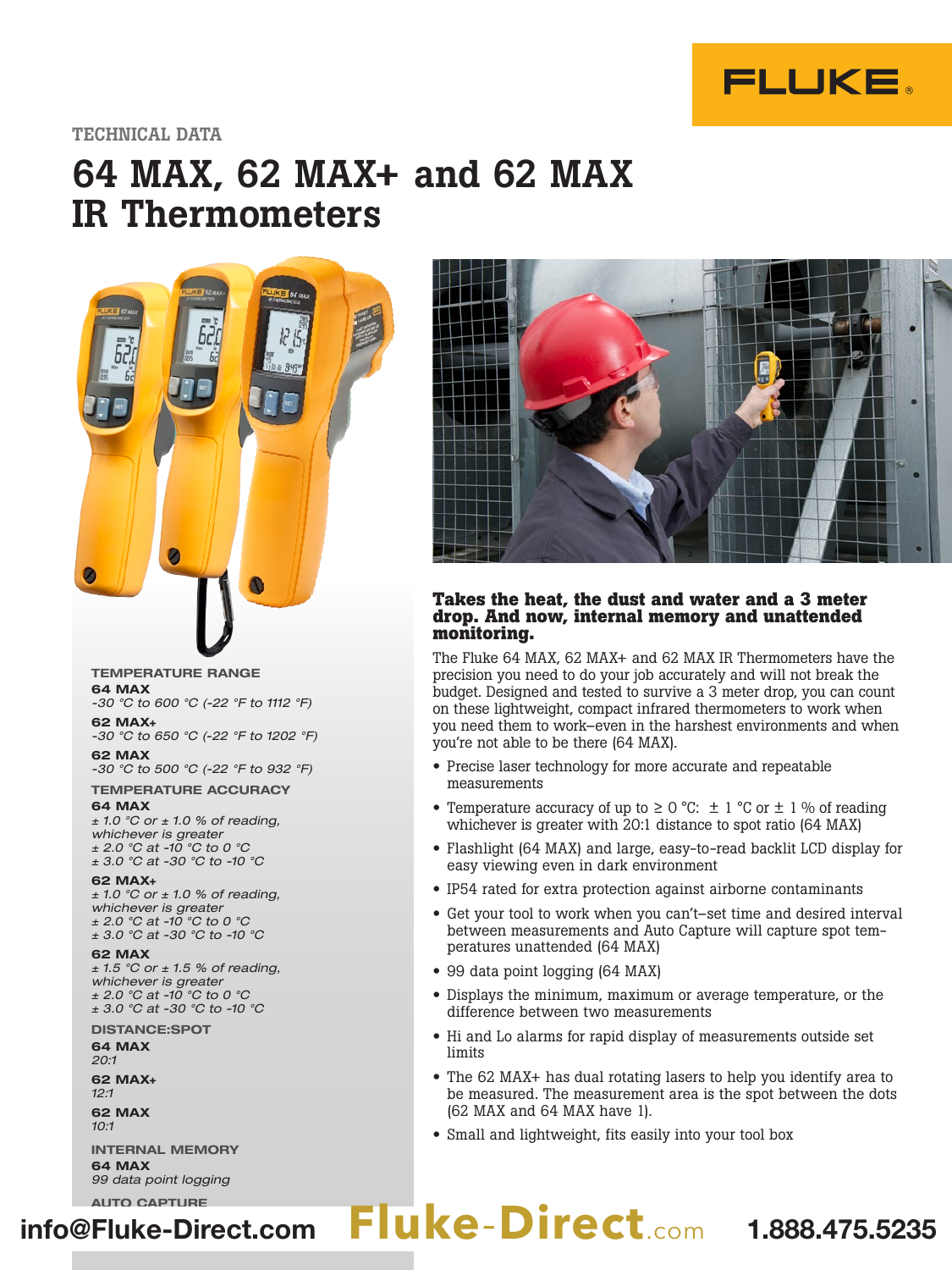TECHNICAL DATA

# 64 MAX, 62 MAX+ and 62 MAX IR Thermometers

**TEMPERATURE RANGE**

**64 MAX**
*-30 °C to 600 °C (-22 °F to 1112 °F)*

**62 MAX+**
*-30 °C to 650 °C (-22 °F to 1202 °F)*

**62 MAX**
*-30 °C to 500 °C (-22 °F to 932 °F)*

**TEMPERATURE ACCURACY**

**64 MAX**
*± 1.0 °C or ± 1.0 % of reading, whichever is greater*
*± 2.0 °C at -10 °C to 0 °C*
*± 3.0 °C at -30 °C to -10 °C*

**62 MAX+**
*± 1.0 °C or ± 1.0 % of reading, whichever is greater*
*± 2.0 °C at -10 °C to 0 °C*
*± 3.0 °C at -30 °C to -10 °C*

**62 MAX**
*± 1.5 °C or ± 1.5 % of reading, whichever is greater*
*± 2.0 °C at -10 °C to 0 °C*
*± 3.0 °C at -30 °C to -10 °C*

**DISTANCE:SPOT**

**64 MAX**
*20:1*

**62 MAX+**
*12:1*

**62 MAX**
*10:1*

**INTERNAL MEMORY**

**64 MAX**
*99 data point logging*

**AUTO CAPTURE**

## Takes the heat, the dust and water and a 3 meter drop. And now, internal memory and unattended monitoring.

The Fluke 64 MAX, 62 MAX+ and 62 MAX IR Thermometers have the precision you need to do your job accurately and will not break the budget. Designed and tested to survive a 3 meter drop, you can count on these lightweight, compact infrared thermometers to work when you need them to work–even in the harshest environments and when you're not able to be there (64 MAX).

- Precise laser technology for more accurate and repeatable measurements
- Temperature accuracy of up to ≥ 0 °C: ± 1 °C or ± 1 % of reading whichever is greater with 20:1 distance to spot ratio (64 MAX)
- Flashlight (64 MAX) and large, easy-to-read backlit LCD display for easy viewing even in dark environment
- IP54 rated for extra protection against airborne contaminants
- Get your tool to work when you can't–set time and desired interval between measurements and Auto Capture will capture spot temperatures unattended (64 MAX)
- 99 data point logging (64 MAX)
- Displays the minimum, maximum or average temperature, or the difference between two measurements
- Hi and Lo alarms for rapid display of measurements outside set limits
- The 62 MAX+ has dual rotating lasers to help you identify area to be measured. The measurement area is the spot between the dots (62 MAX and 64 MAX have 1).
- Small and lightweight, fits easily into your tool box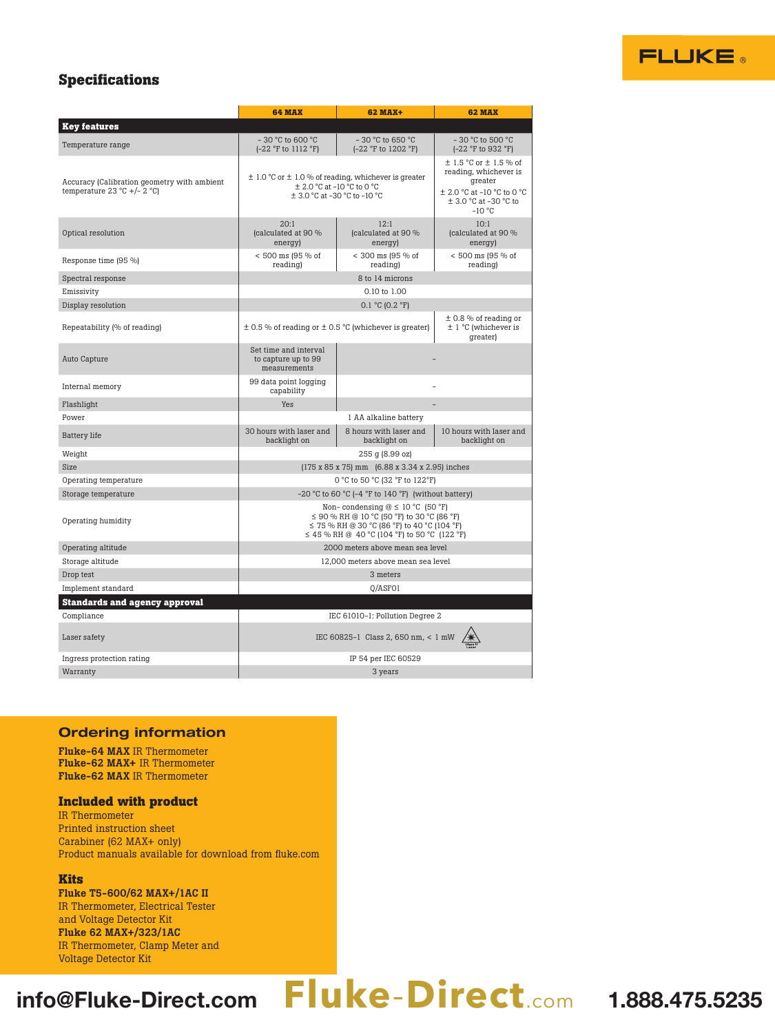## Specifications

| | 64 MAX | 62 MAX+ | 62 MAX |
|---|---|---|---|
| **Key features** | | | |
| Temperature range | - 30 °C to 600 °C (-22 °F to 1112 °F) | - 30 °C to 650 °C (-22 °F to 1202 °F) | - 30 °C to 500 °C (-22 °F to 932 °F) |
| Accuracy (Calibration geometry with ambient temperature 23 °C +/- 2 °C) | ± 1.0 °C or ± 1.0 % of reading, whichever is greater<br>± 2.0 °C at -10 °C to 0 °C<br>± 3.0 °C at -30 °C to -10 °C | | ± 1.5 °C or ± 1.5 % of reading, whichever is greater<br>± 2.0 °C at -10 °C to 0 °C<br>± 3.0 °C at -30 °C to -10 °C |
| Optical resolution | 20:1 (calculated at 90 % energy) | 12:1 (calculated at 90 % energy) | 10:1 (calculated at 90 % energy) |
| Response time (95 %) | < 500 ms (95 % of reading) | < 300 ms (95 % of reading) | < 500 ms (95 % of reading) |
| Spectral response | 8 to 14 microns | | |
| Emissivity | 0.10 to 1.00 | | |
| Display resolution | 0.1 °C (0.2 °F) | | |
| Repeatability (% of reading) | ± 0.5 % of reading or ± 0.5 °C (whichever is greater) | | ± 0.8 % of reading or ± 1 °C (whichever is greater) |
| Auto Capture | Set time and interval to capture up to 99 measurements | - | |
| Internal memory | 99 data point logging capability | - | |
| Flashlight | Yes | - | |
| Power | 1 AA alkaline battery | | |
| Battery life | 30 hours with laser and backlight on | 8 hours with laser and backlight on | 10 hours with laser and backlight on |
| Weight | 255 g (8.99 oz) | | |
| Size | (175 x 85 x 75) mm (6.88 x 3.34 x 2.95) inches | | |
| Operating temperature | 0 °C to 50 °C (32 °F to 122°F) | | |
| Storage temperature | -20 °C to 60 °C (-4 °F to 140 °F) (without battery) | | |
| Operating humidity | Non- condensing @ ≤ 10 °C (50 °F)<br>≤ 90 % RH @ 10 °C (50 °F) to 30 °C (86 °F)<br>≤ 75 % RH @ 30 °C (86 °F) to 40 °C (104 °F)<br>≤ 45 % RH @ 40 °C (104 °F) to 50 °C (122 °F) | | |
| Operating altitude | 2000 meters above mean sea level | | |
| Storage altitude | 12,000 meters above mean sea level | | |
| Drop test | 3 meters | | |
| Implement standard | Q/ASF01 | | |
| **Standards and agency approval** | | | |
| Compliance | IEC 61010-1: Pollution Degree 2 | | |
| Laser safety | IEC 60825-1 Class 2, 650 nm, < 1 mW | | |
| Ingress protection rating | IP 54 per IEC 60529 | | |
| Warranty | 3 years | | |

## Ordering information

**Fluke-64 MAX** IR Thermometer
**Fluke-62 MAX+** IR Thermometer
**Fluke-62 MAX** IR Thermometer

### Included with product

IR Thermometer
Printed instruction sheet
Carabiner (62 MAX+ only)
Product manuals available for download from fluke.com

### Kits

**Fluke T5-600/62 MAX+/1AC II**
IR Thermometer, Electrical Tester and Voltage Detector Kit
**Fluke 62 MAX+/323/1AC**
IR Thermometer, Clamp Meter and Voltage Detector Kit

info@Fluke-Direct.com Fluke-Direct.com 1.888.475.5235